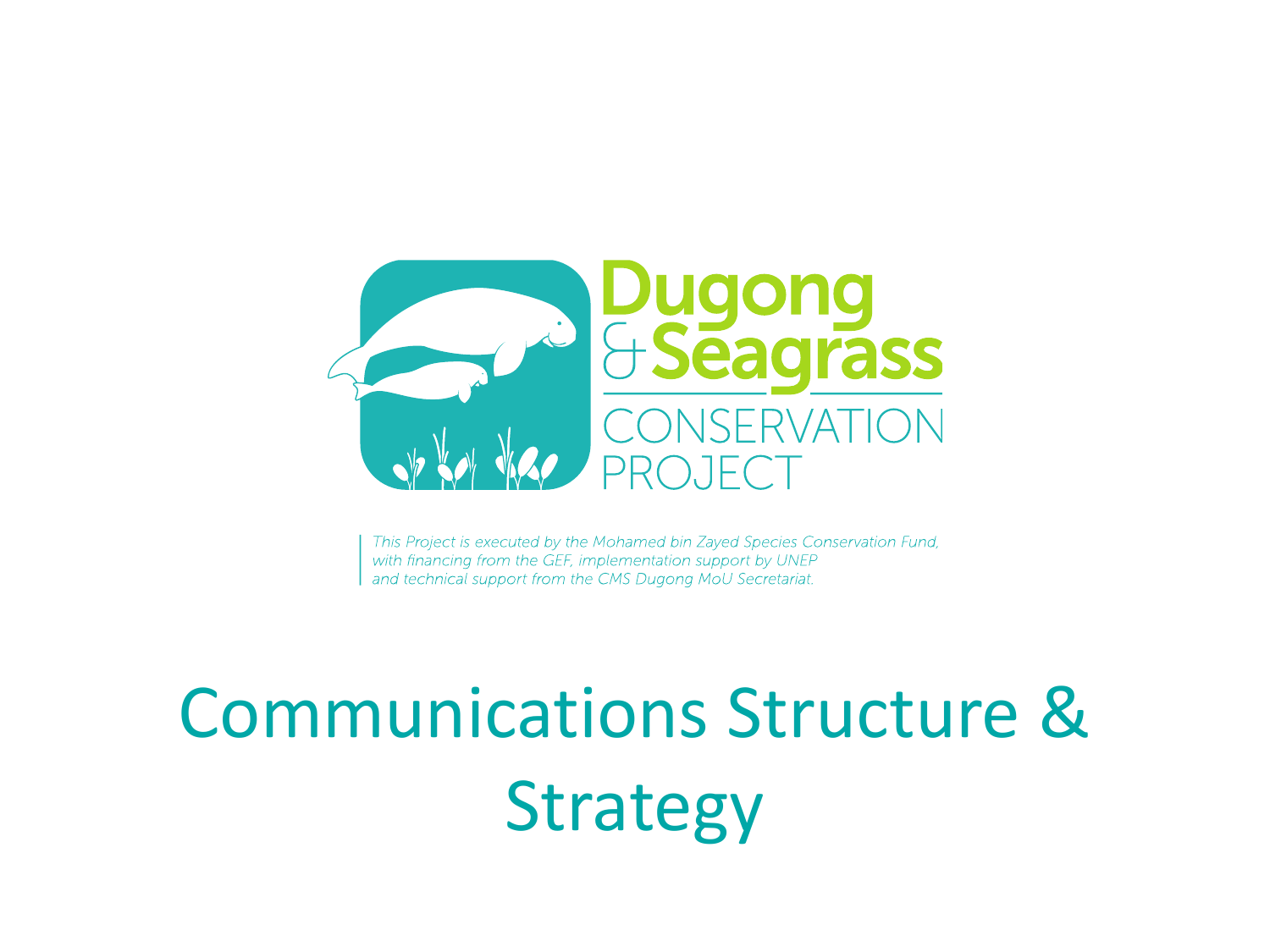Dugong & Seagrass

CONSERVATION PROJECT

*This Project is executed by the Mohamed bin Zayed Species Conservation Fund, with financing from the GEF, implementation support by UNEP and technical support from the CMS Dugong MoU Secretariat.*

# Communications Structure & Strategy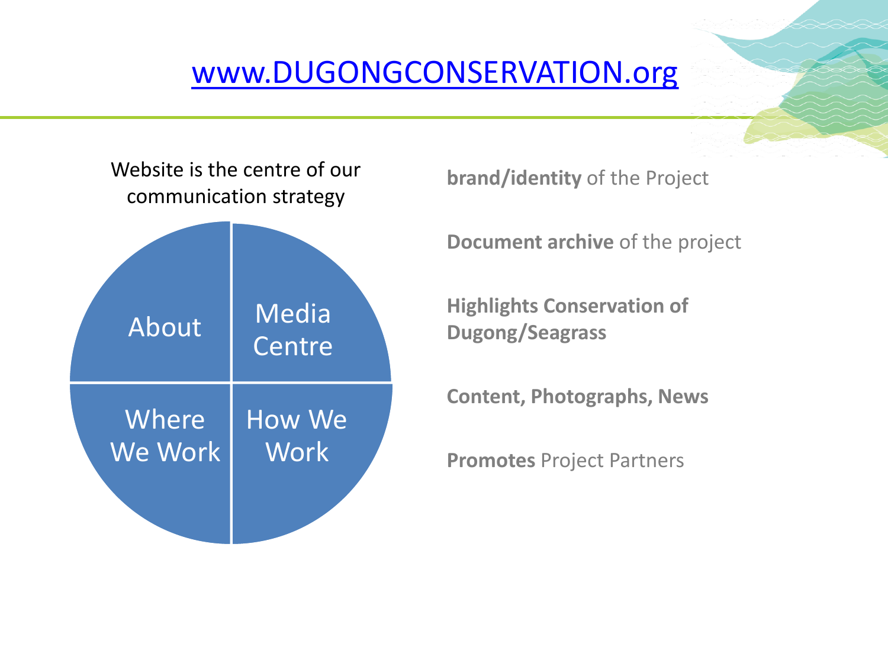# www.DUGONGCONSERVATION.org

Website is the centre of our communication strategy

- About
- Media Centre
- Where We Work
- How We Work

**brand/identity** of the Project

**Document archive** of the project

**Highlights Conservation of Dugong/Seagrass**

**Content, Photographs, News**

**Promotes** Project Partners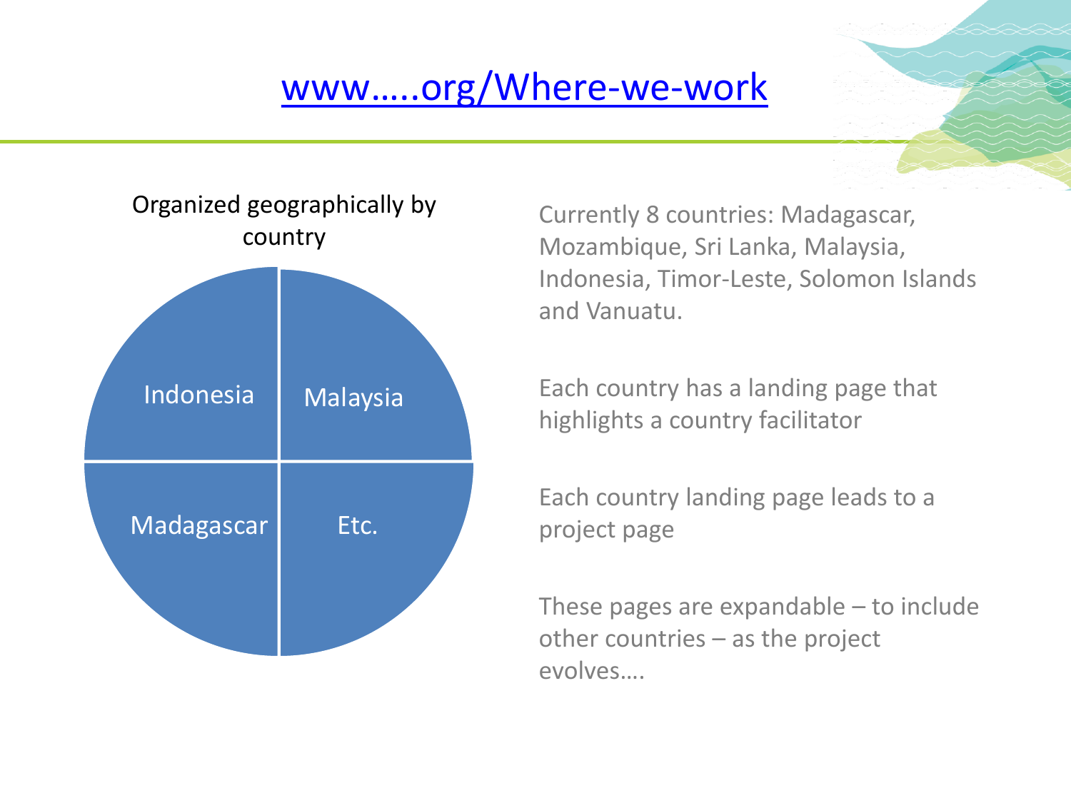# www…..org/Where-we-work

Organized geographically by country

Indonesia

Malaysia

Madagascar

Etc.

Currently 8 countries: Madagascar, Mozambique, Sri Lanka, Malaysia, Indonesia, Timor-Leste, Solomon Islands and Vanuatu.

Each country has a landing page that highlights a country facilitator

Each country landing page leads to a project page

These pages are expandable – to include other countries – as the project evolves….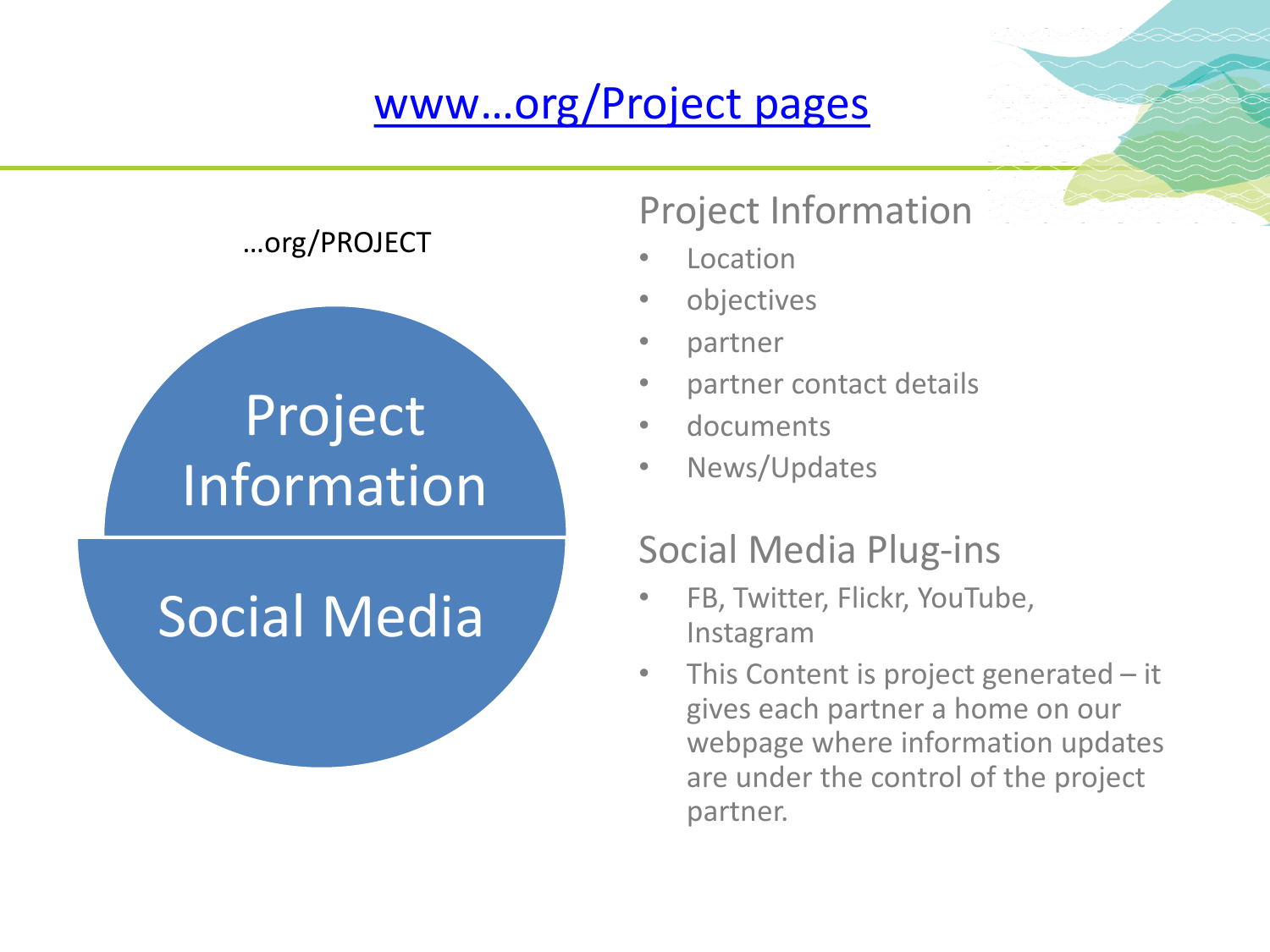# www…org/Project pages

…org/PROJECT

Project Information

Social Media

## Project Information

- Location
- objectives
- partner
- partner contact details
- documents
- News/Updates

## Social Media Plug-ins

- FB, Twitter, Flickr, YouTube, Instagram
- This Content is project generated – it gives each partner a home on our webpage where information updates are under the control of the project partner.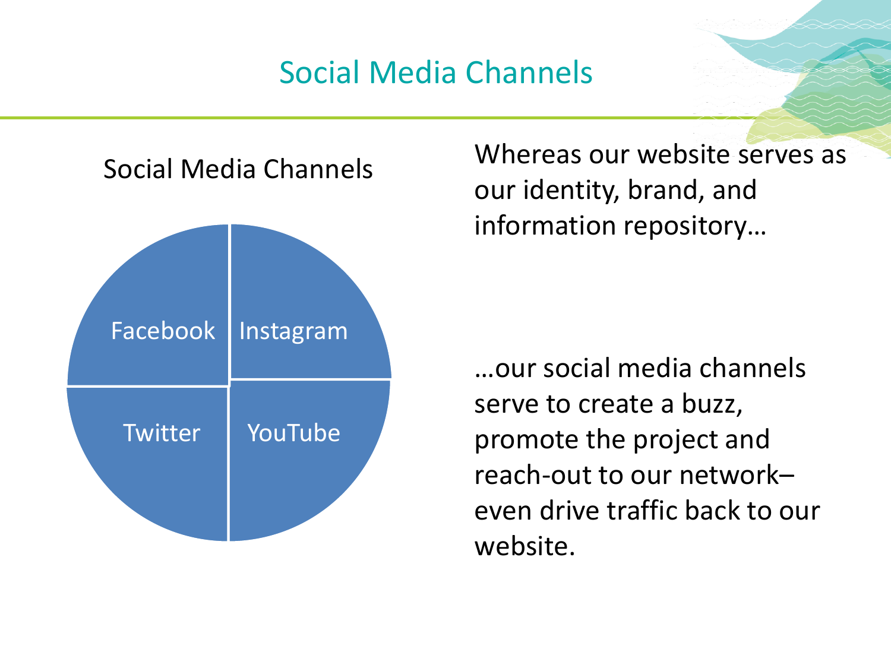# Social Media Channels

Social Media Channels

- Facebook
- Instagram
- Twitter
- YouTube

Whereas our website serves as our identity, brand, and information repository…

…our social media channels serve to create a buzz, promote the project and reach-out to our network– even drive traffic back to our website.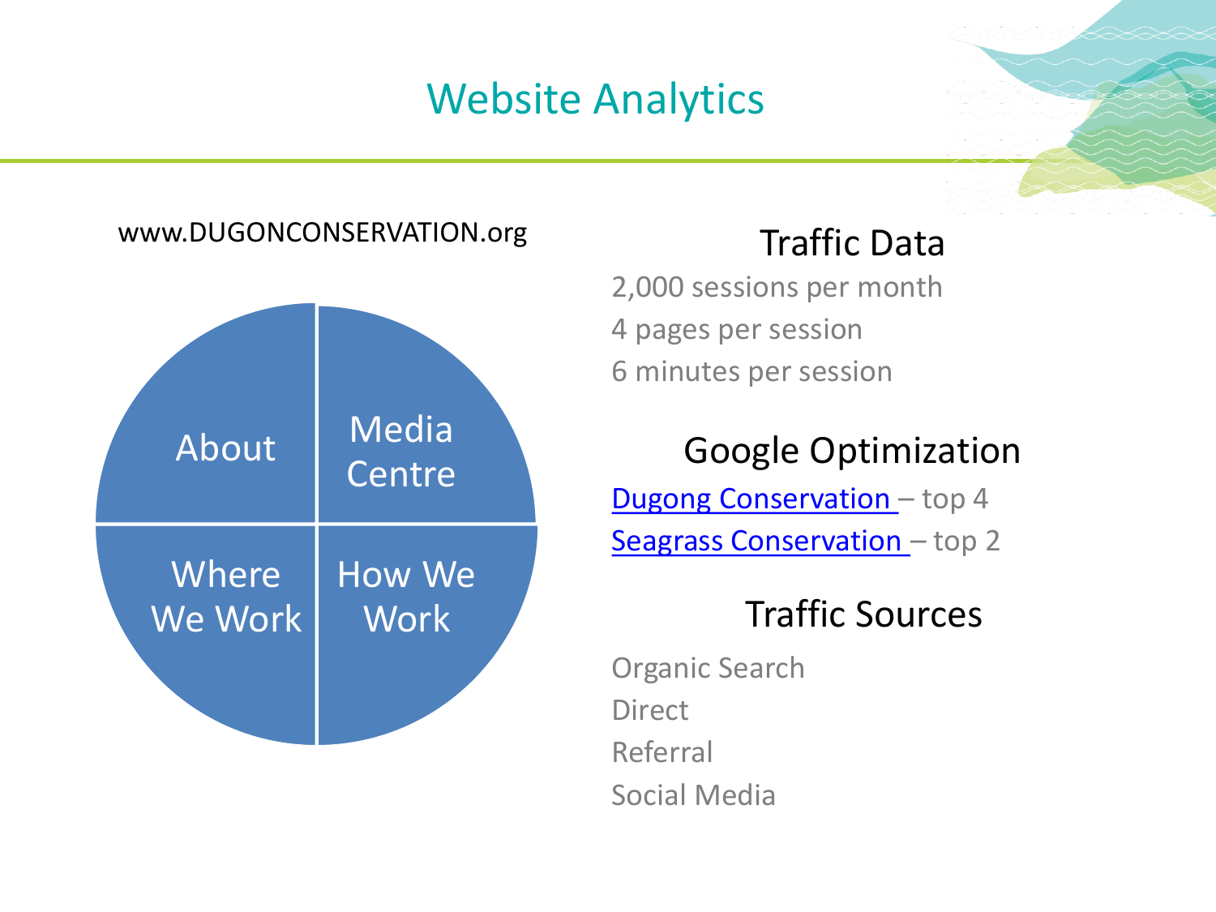# Website Analytics

www.DUGONCONSERVATION.org

- About
- Media Centre
- Where We Work
- How We Work

## Traffic Data

2,000 sessions per month

4 pages per session

6 minutes per session

## Google Optimization

Dugong Conservation – top 4

Seagrass Conservation – top 2

## Traffic Sources

Organic Search

Direct

Referral

Social Media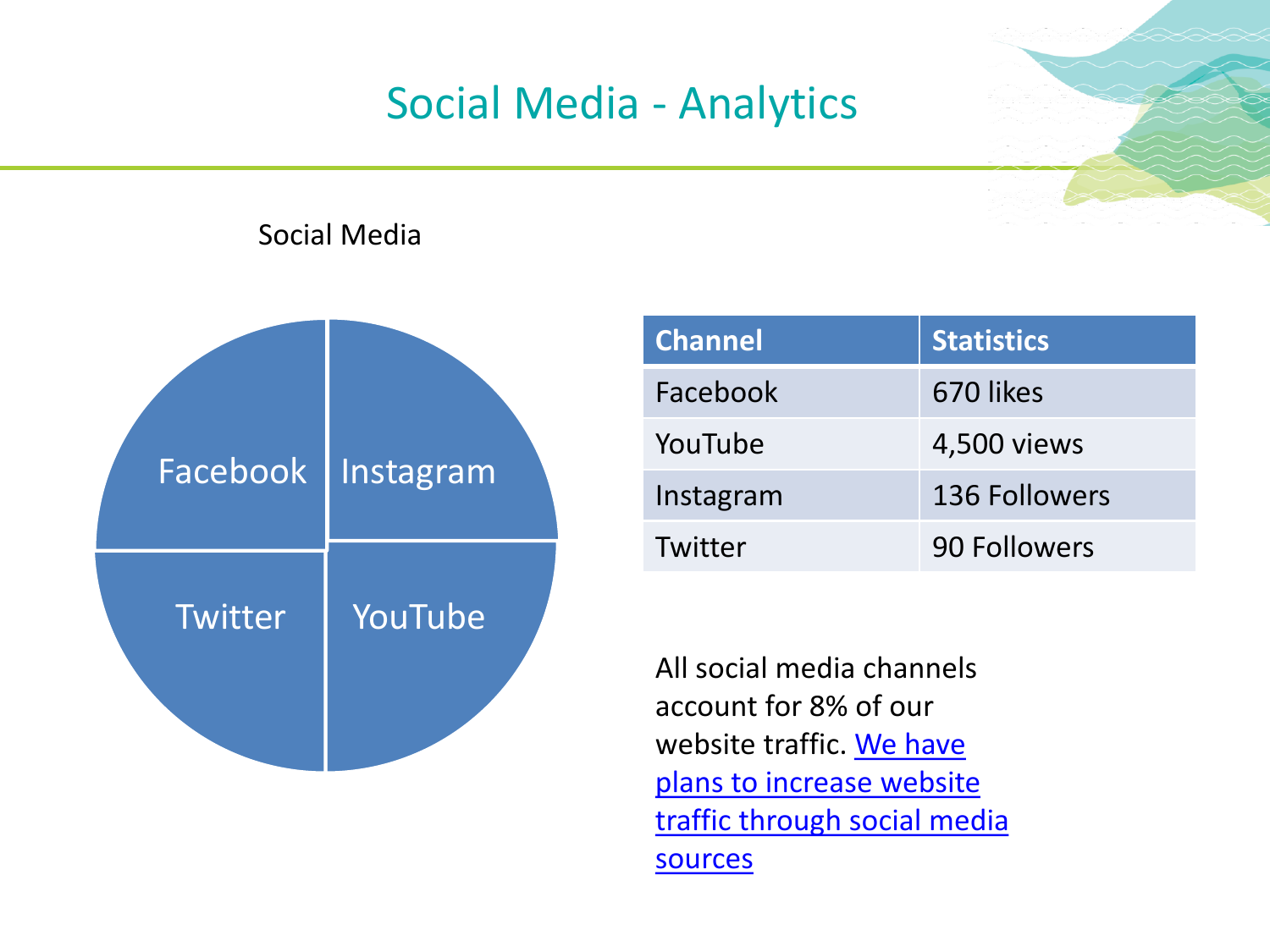# Social Media - Analytics

Social Media

Facebook Instagram Twitter YouTube

| Channel | Statistics |
| --- | --- |
| Facebook | 670 likes |
| YouTube | 4,500 views |
| Instagram | 136 Followers |
| Twitter | 90 Followers |

All social media channels account for 8% of our website traffic. We have plans to increase website traffic through social media sources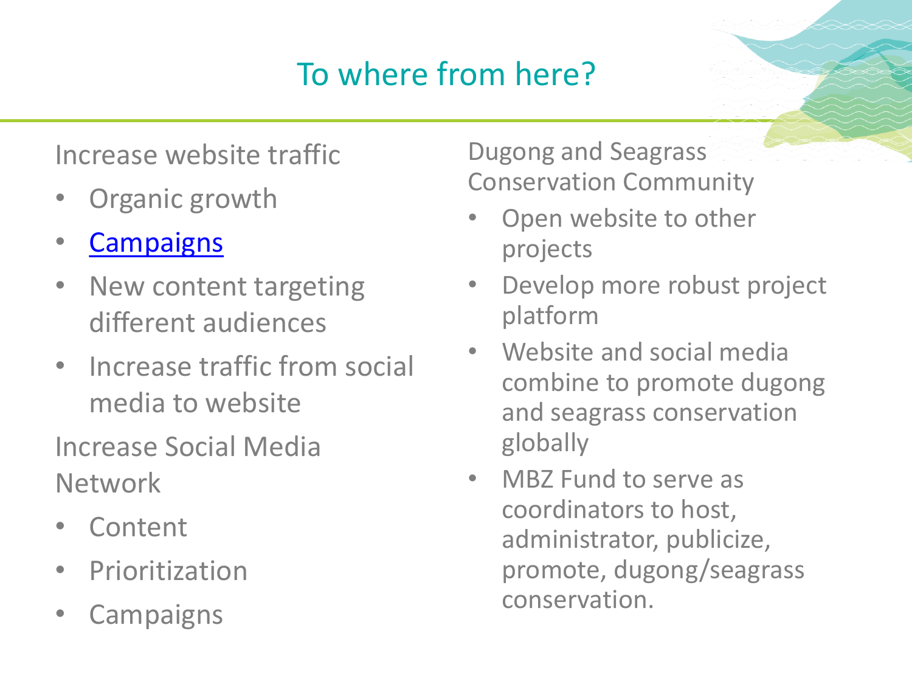# To where from here?

Increase website traffic

- Organic growth
- Campaigns
- New content targeting different audiences
- Increase traffic from social media to website

Increase Social Media Network

- Content
- Prioritization
- Campaigns

Dugong and Seagrass Conservation Community

- Open website to other projects
- Develop more robust project platform
- Website and social media combine to promote dugong and seagrass conservation globally
- MBZ Fund to serve as coordinators to host, administrator, publicize, promote, dugong/seagrass conservation.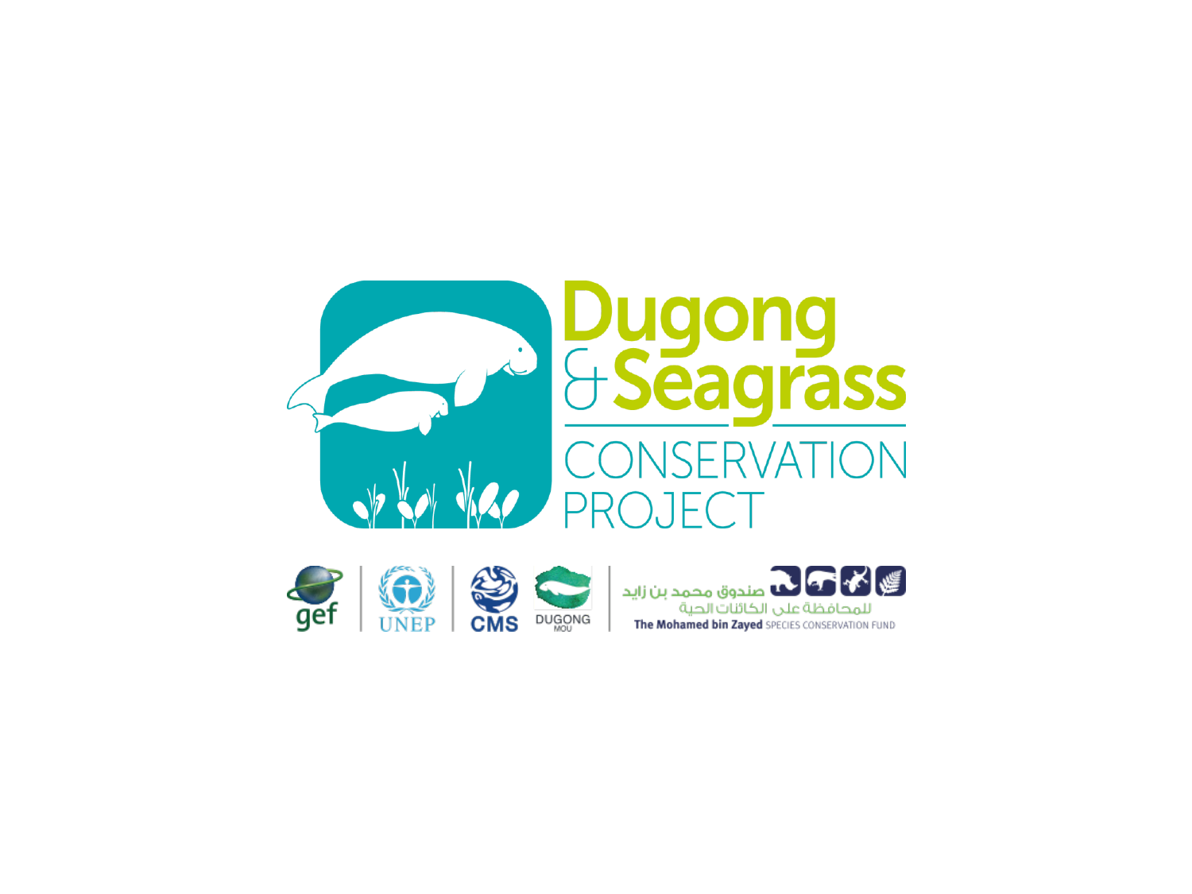# Dugong & Seagrass CONSERVATION PROJECT

gef | UNEP | CMS | DUGONG MOU | صندوق محمد بن زايد للمحافظة على الكائنات الحية The Mohamed bin Zayed SPECIES CONSERVATION FUND